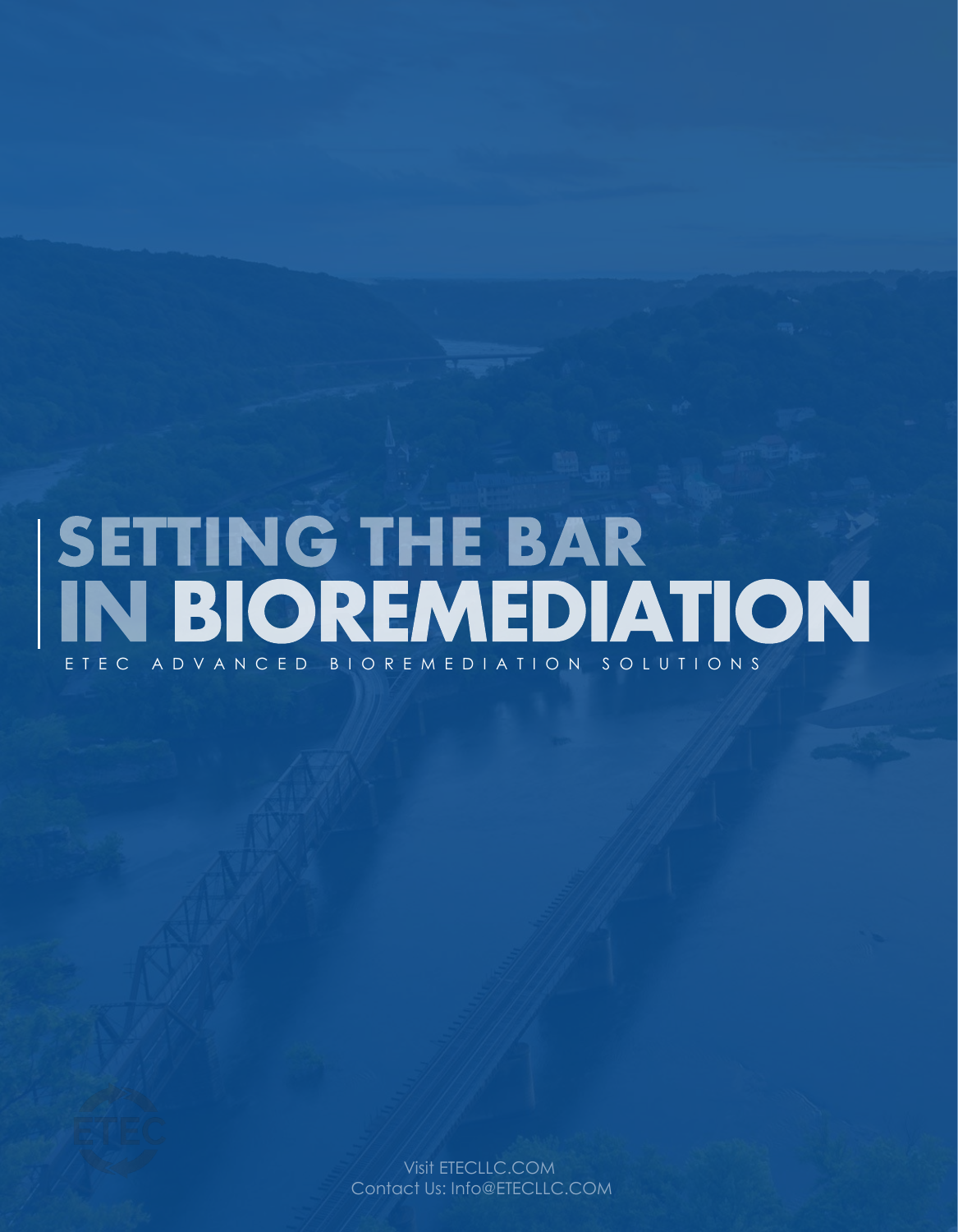# SETTING THE BAR IN BIOREMEDIATION

ETEC ADVANCED BIOREMEDIATION SOLUTIONS

Visit ETECLLC.COM
Contact Us: Info@ETECLLC.COM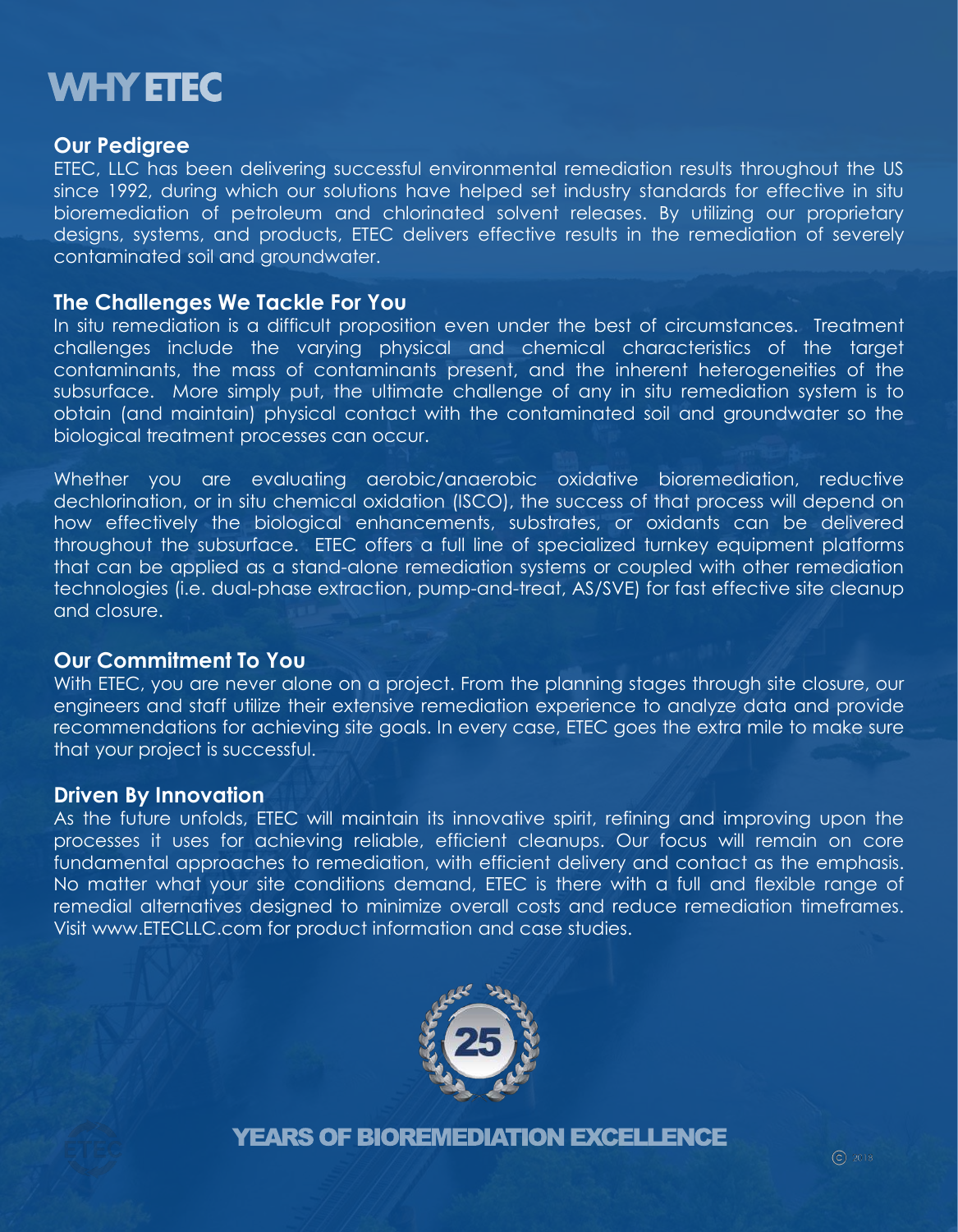# WHY ETEC

## Our Pedigree

ETEC, LLC has been delivering successful environmental remediation results throughout the US since 1992, during which our solutions have helped set industry standards for effective in situ bioremediation of petroleum and chlorinated solvent releases. By utilizing our proprietary designs, systems, and products, ETEC delivers effective results in the remediation of severely contaminated soil and groundwater.

## The Challenges We Tackle For You

In situ remediation is a difficult proposition even under the best of circumstances. Treatment challenges include the varying physical and chemical characteristics of the target contaminants, the mass of contaminants present, and the inherent heterogeneities of the subsurface. More simply put, the ultimate challenge of any in situ remediation system is to obtain (and maintain) physical contact with the contaminated soil and groundwater so the biological treatment processes can occur.

Whether you are evaluating aerobic/anaerobic oxidative bioremediation, reductive dechlorination, or in situ chemical oxidation (ISCO), the success of that process will depend on how effectively the biological enhancements, substrates, or oxidants can be delivered throughout the subsurface. ETEC offers a full line of specialized turnkey equipment platforms that can be applied as a stand-alone remediation systems or coupled with other remediation technologies (i.e. dual-phase extraction, pump-and-treat, AS/SVE) for fast effective site cleanup and closure.

## Our Commitment To You

With ETEC, you are never alone on a project. From the planning stages through site closure, our engineers and staff utilize their extensive remediation experience to analyze data and provide recommendations for achieving site goals. In every case, ETEC goes the extra mile to make sure that your project is successful.

## Driven By Innovation

As the future unfolds, ETEC will maintain its innovative spirit, refining and improving upon the processes it uses for achieving reliable, efficient cleanups. Our focus will remain on core fundamental approaches to remediation, with efficient delivery and contact as the emphasis. No matter what your site conditions demand, ETEC is there with a full and flexible range of remedial alternatives designed to minimize overall costs and reduce remediation timeframes. Visit www.ETECLLC.com for product information and case studies.

25

**YEARS OF BIOREMEDIATION EXCELLENCE**

© 2018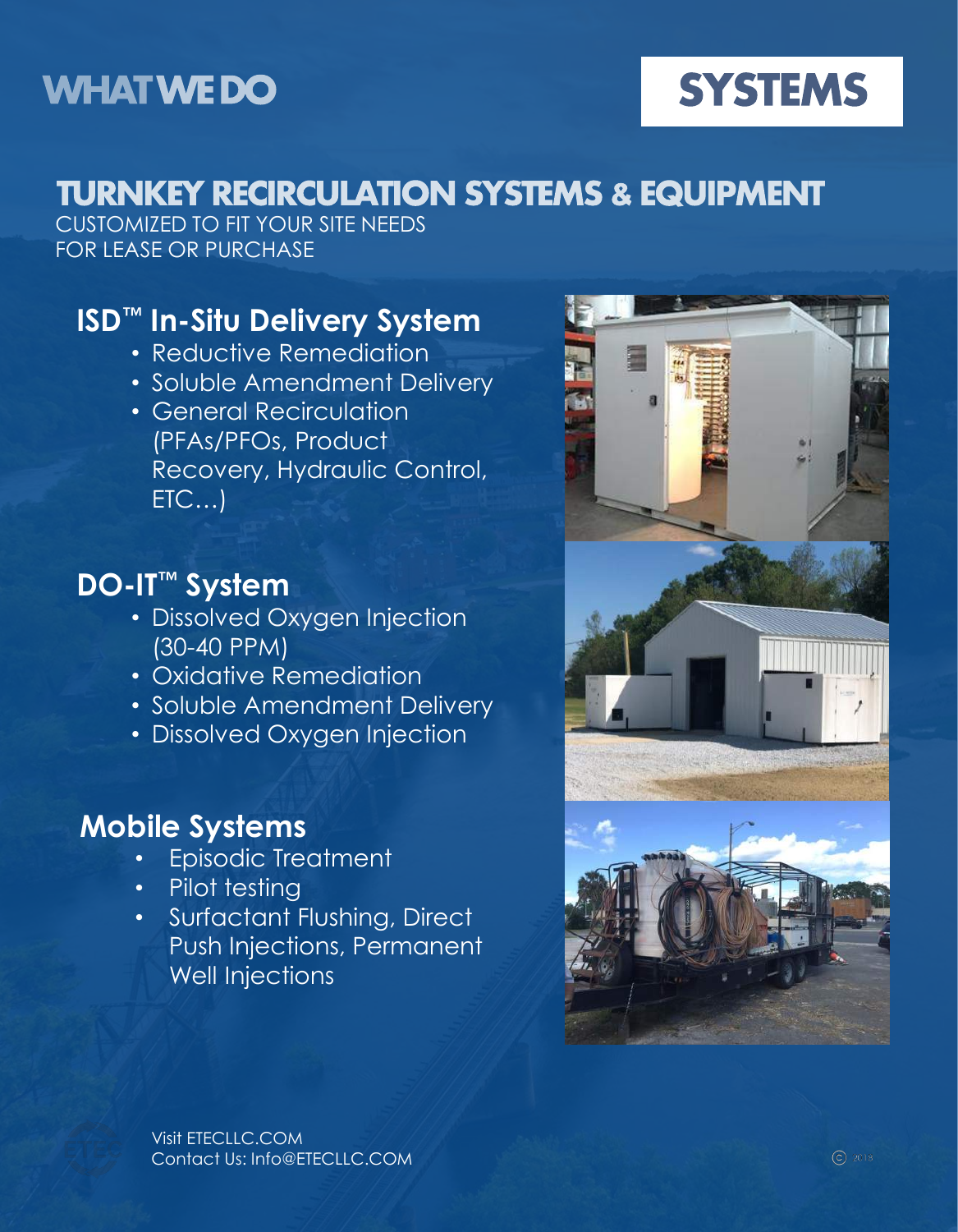WHAT WE DO

# SYSTEMS

## TURNKEY RECIRCULATION SYSTEMS & EQUIPMENT

CUSTOMIZED TO FIT YOUR SITE NEEDS
FOR LEASE OR PURCHASE

### ISD™ In-Situ Delivery System

- Reductive Remediation
- Soluble Amendment Delivery
- General Recirculation (PFAs/PFOs, Product Recovery, Hydraulic Control, ETC…)

### DO-IT™ System

- Dissolved Oxygen Injection (30-40 PPM)
- Oxidative Remediation
- Soluble Amendment Delivery
- Dissolved Oxygen Injection

### Mobile Systems

- Episodic Treatment
- Pilot testing
- Surfactant Flushing, Direct Push Injections, Permanent Well Injections

Visit ETECLLC.COM
Contact Us: Info@ETECLLC.COM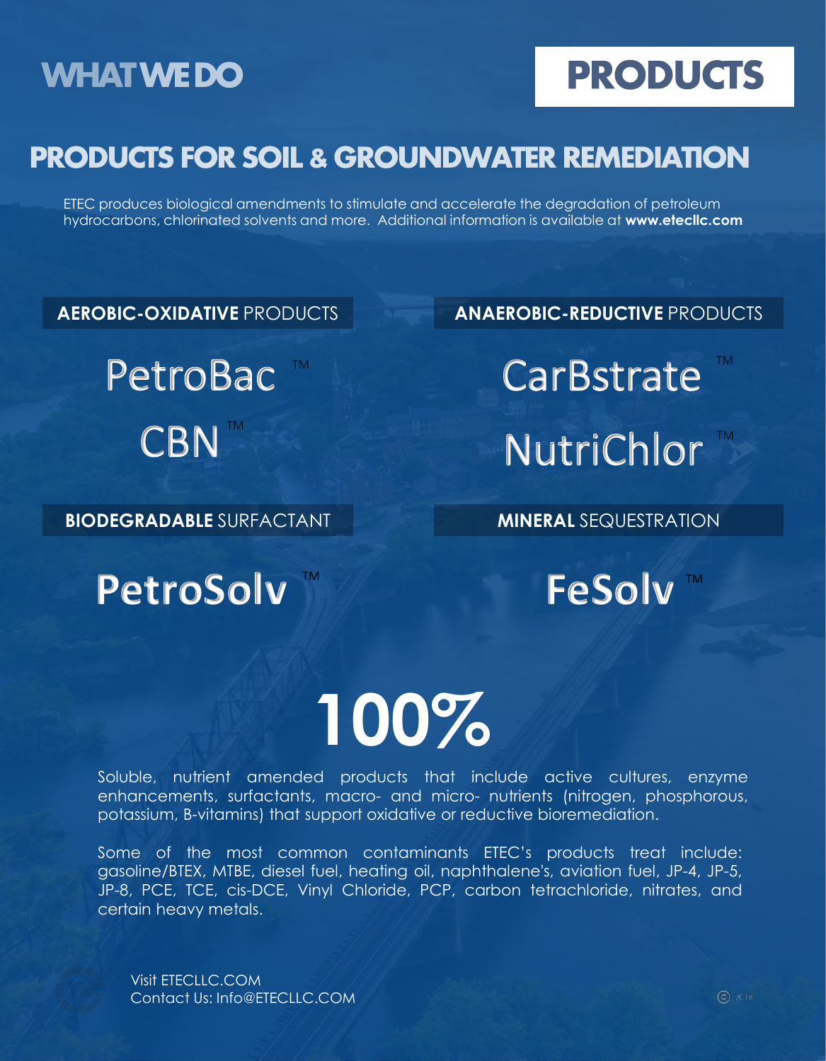# WHAT WE DO

# PRODUCTS

## PRODUCTS FOR SOIL & GROUNDWATER REMEDIATION

ETEC produces biological amendments to stimulate and accelerate the degradation of petroleum hydrocarbons, chlorinated solvents and more. Additional information is available at **www.etecllc.com**

### **AEROBIC-OXIDATIVE** PRODUCTS

PetroBac ™

CBN ™

### **ANAEROBIC-REDUCTIVE** PRODUCTS

CarBstrate ™

NutriChlor ™

### **BIODEGRADABLE** SURFACTANT

**PetroSolv** ™

### **MINERAL** SEQUESTRATION

**FeSolv** ™

# 100%

Soluble, nutrient amended products that include active cultures, enzyme enhancements, surfactants, macro- and micro- nutrients (nitrogen, phosphorous, potassium, B-vitamins) that support oxidative or reductive bioremediation.

Some of the most common contaminants ETEC's products treat include: gasoline/BTEX, MTBE, diesel fuel, heating oil, naphthalene's, aviation fuel, JP-4, JP-5, JP-8, PCE, TCE, cis-DCE, Vinyl Chloride, PCP, carbon tetrachloride, nitrates, and certain heavy metals.

Visit ETECLLC.COM
Contact Us: Info@ETECLLC.COM

© 2018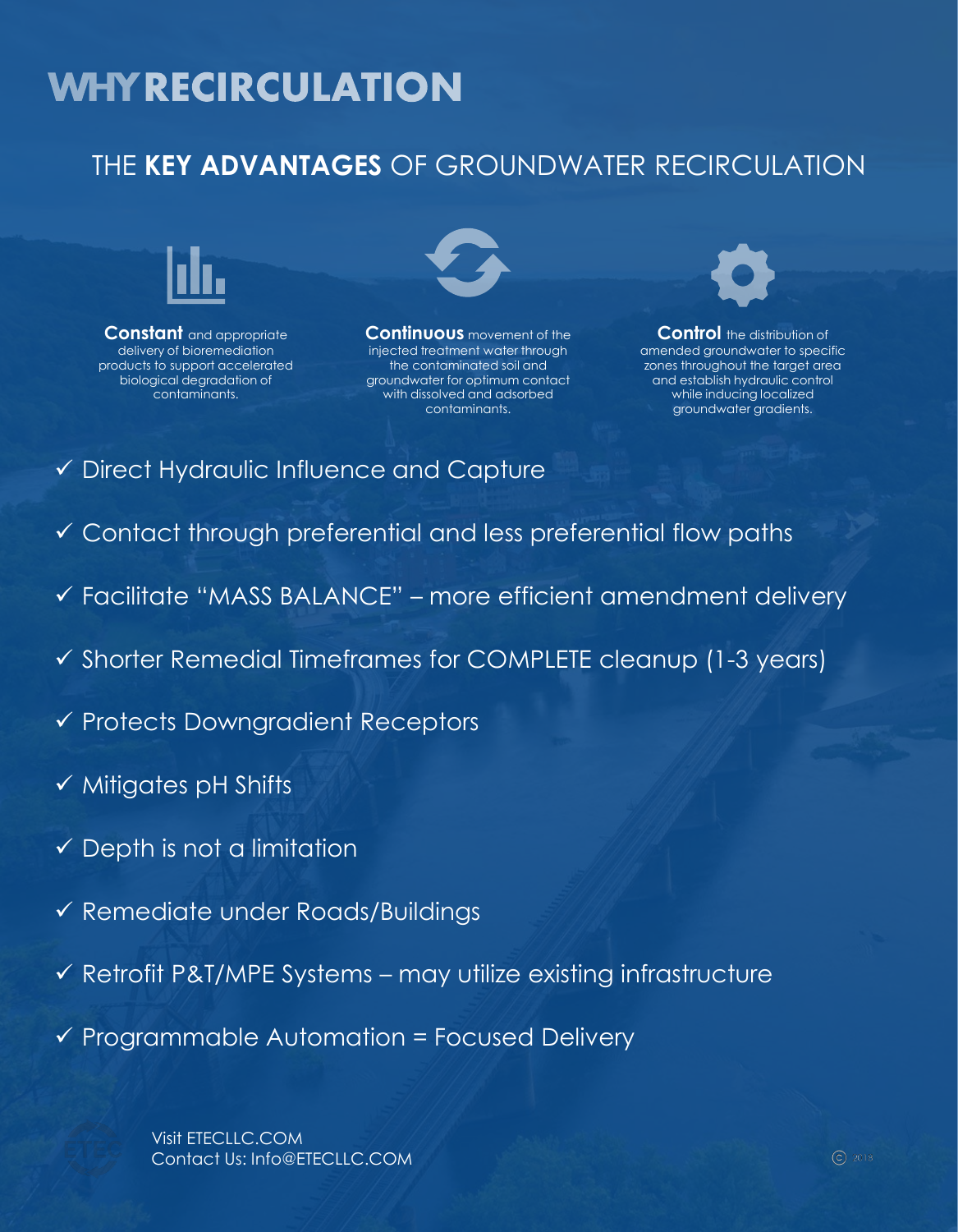# WHY RECIRCULATION

## THE **KEY ADVANTAGES** OF GROUNDWATER RECIRCULATION

**Constant** and appropriate delivery of bioremediation products to support accelerated biological degradation of contaminants.

**Continuous** movement of the injected treatment water through the contaminated soil and groundwater for optimum contact with dissolved and adsorbed contaminants.

**Control** the distribution of amended groundwater to specific zones throughout the target area and establish hydraulic control while inducing localized groundwater gradients.

- ✓ Direct Hydraulic Influence and Capture
- ✓ Contact through preferential and less preferential flow paths
- ✓ Facilitate "MASS BALANCE" – more efficient amendment delivery
- ✓ Shorter Remedial Timeframes for COMPLETE cleanup (1-3 years)
- ✓ Protects Downgradient Receptors
- ✓ Mitigates pH Shifts
- ✓ Depth is not a limitation
- ✓ Remediate under Roads/Buildings
- ✓ Retrofit P&T/MPE Systems – may utilize existing infrastructure
- ✓ Programmable Automation = Focused Delivery

Visit ETECLLC.COM
Contact Us: Info@ETECLLC.COM

© 2018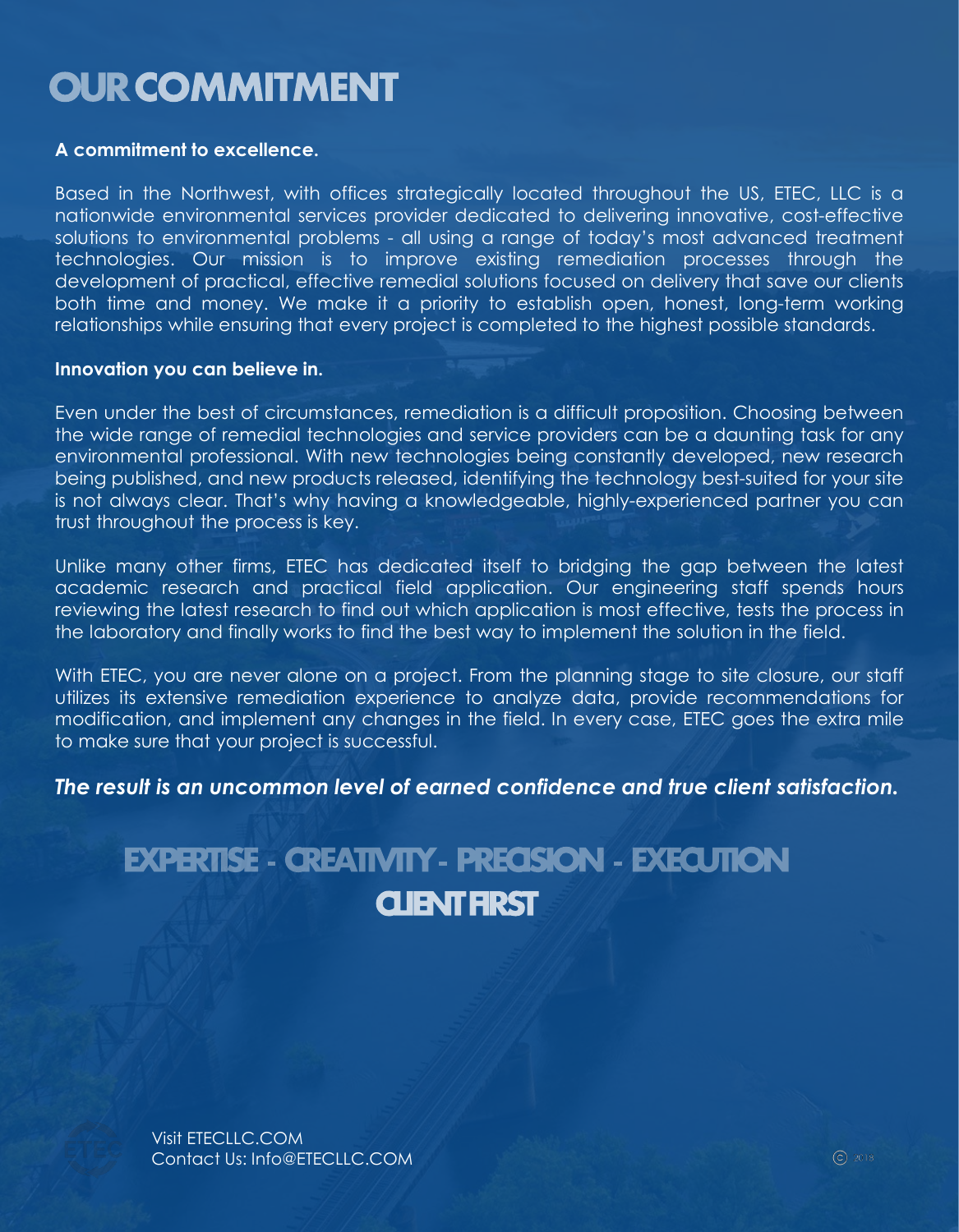# OUR COMMITMENT

**A commitment to excellence.**

Based in the Northwest, with offices strategically located throughout the US, ETEC, LLC is a nationwide environmental services provider dedicated to delivering innovative, cost-effective solutions to environmental problems - all using a range of today's most advanced treatment technologies. Our mission is to improve existing remediation processes through the development of practical, effective remedial solutions focused on delivery that save our clients both time and money. We make it a priority to establish open, honest, long-term working relationships while ensuring that every project is completed to the highest possible standards.

**Innovation you can believe in.**

Even under the best of circumstances, remediation is a difficult proposition. Choosing between the wide range of remedial technologies and service providers can be a daunting task for any environmental professional. With new technologies being constantly developed, new research being published, and new products released, identifying the technology best-suited for your site is not always clear. That's why having a knowledgeable, highly-experienced partner you can trust throughout the process is key.

Unlike many other firms, ETEC has dedicated itself to bridging the gap between the latest academic research and practical field application. Our engineering staff spends hours reviewing the latest research to find out which application is most effective, tests the process in the laboratory and finally works to find the best way to implement the solution in the field.

With ETEC, you are never alone on a project. From the planning stage to site closure, our staff utilizes its extensive remediation experience to analyze data, provide recommendations for modification, and implement any changes in the field. In every case, ETEC goes the extra mile to make sure that your project is successful.

***The result is an uncommon level of earned confidence and true client satisfaction.***

## EXPERTISE - CREATIVITY - PRECISION - EXECUTION
## CLIENT FIRST

Visit ETECLLC.COM
Contact Us: Info@ETECLLC.COM